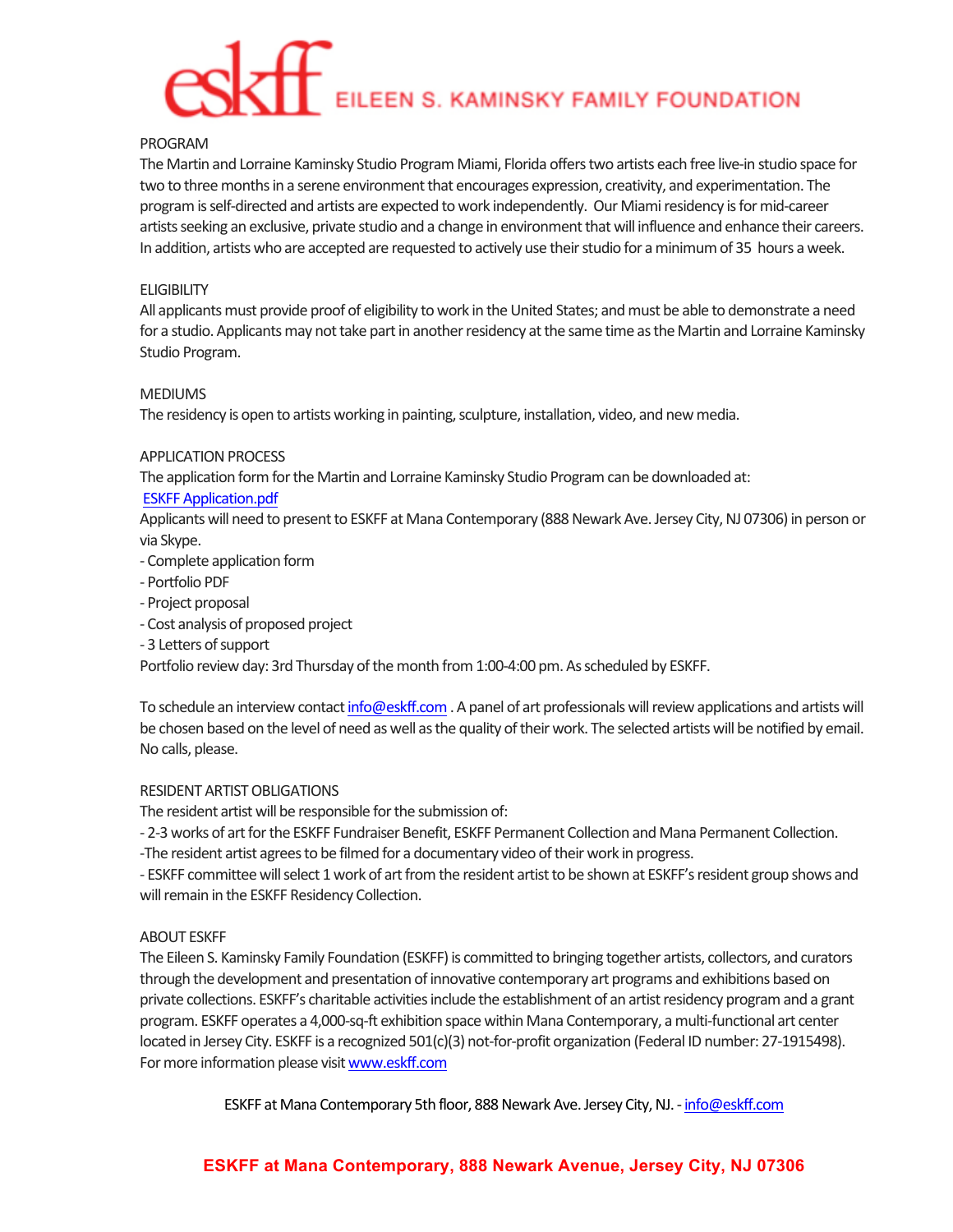# eskff EILEEN S. KAMINSKY FAMILY FOUNDATION

## PROGRAM

The Martin and Lorraine Kaminsky Studio Program Miami, Florida offers two artists each free live-in studio space for two to three months in a serene environment that encourages expression, creativity, and experimentation. The program is self-directed and artists are expected to work independently. Our Miami residency is for mid-career artists seeking an exclusive, private studio and a change in environment that will influence and enhance their careers. In addition, artists who are accepted are requested to actively use their studio for a minimum of 35 hours a week.

## ELIGIBILITY

All applicants must provide proof of eligibility to work in the United States; and must be able to demonstrate a need for a studio. Applicants may not take part in another residency at the same time as the Martin and Lorraine Kaminsky Studio Program.

## MEDIUMS

The residency is open to artists working in painting, sculpture, installation, video, and new media.

## APPLICATION PROCESS

The application form for the Martin and Lorraine Kaminsky Studio Program can be downloaded at:
ESKFF Application.pdf
Applicants will need to present to ESKFF at Mana Contemporary (888 Newark Ave. Jersey City, NJ 07306) in person or via Skype.

- Complete application form
- Portfolio PDF
- Project proposal
- Cost analysis of proposed project
- 3 Letters of support

Portfolio review day: 3rd Thursday of the month from 1:00-4:00 pm. As scheduled by ESKFF.

To schedule an interview contact info@eskff.com . A panel of art professionals will review applications and artists will be chosen based on the level of need as well as the quality of their work. The selected artists will be notified by email. No calls, please.

## RESIDENT ARTIST OBLIGATIONS

The resident artist will be responsible for the submission of:

- 2-3 works of art for the ESKFF Fundraiser Benefit, ESKFF Permanent Collection and Mana Permanent Collection.
- The resident artist agrees to be filmed for a documentary video of their work in progress.
- ESKFF committee will select 1 work of art from the resident artist to be shown at ESKFF's resident group shows and will remain in the ESKFF Residency Collection.

## ABOUT ESKFF

The Eileen S. Kaminsky Family Foundation (ESKFF) is committed to bringing together artists, collectors, and curators through the development and presentation of innovative contemporary art programs and exhibitions based on private collections. ESKFF's charitable activities include the establishment of an artist residency program and a grant program. ESKFF operates a 4,000-sq-ft exhibition space within Mana Contemporary, a multi-functional art center located in Jersey City. ESKFF is a recognized 501(c)(3) not-for-profit organization (Federal ID number: 27-1915498). For more information please visit www.eskff.com

ESKFF at Mana Contemporary 5th floor, 888 Newark Ave. Jersey City, NJ. - info@eskff.com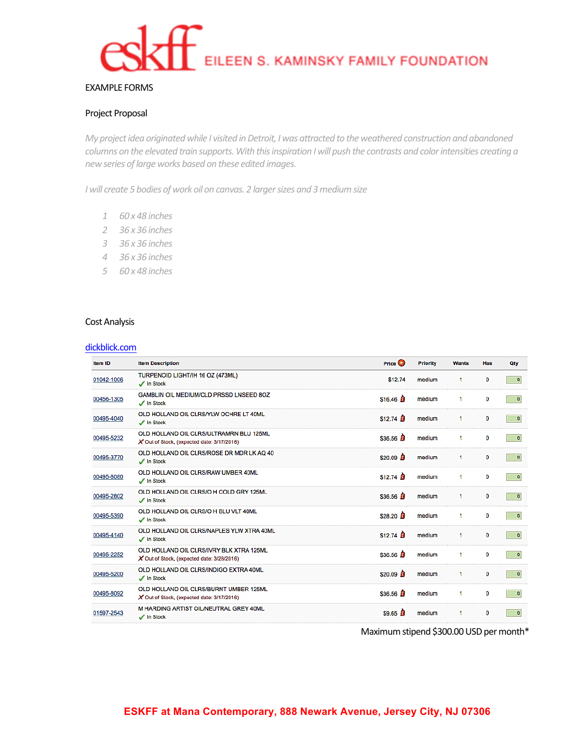# EILEEN S. KAMINSKY FAMILY FOUNDATION

EXAMPLE FORMS

## Project Proposal

*My project idea originated while I visited in Detroit, I was attracted to the weathered construction and abandoned columns on the elevated train supports. With this inspiration I will push the contrasts and color intensities creating a new series of large works based on these edited images.*

*I will create 5 bodies of work oil on canvas. 2 larger sizes and 3 medium size*

1. *60 x 48 inches*
2. *36 x 36 inches*
3. *36 x 36 inches*
4. *36 x 36 inches*
5. *60 x 48 inches*

## Cost Analysis

dickblick.com

| Item ID | Item Description | Price | Priority | Wants | Has | Qty |
|---|---|---|---|---|---|---|
| 01042-1006 | TURPENOID LIGHT/IH 16 OZ (473ML) ✓ In Stock | $12.74 | medium | 1 | 0 | 0 |
| 00456-1305 | GAMBLIN OIL MEDIUM/CLD PRSSD LNSEED 8OZ ✓ In Stock | $16.46 | medium | 1 | 0 | 0 |
| 00495-4040 | OLD HOLLAND OIL CLRS/YLW OCHRE LT 40ML ✓ In Stock | $12.74 | medium | 1 | 0 | 0 |
| 00495-5232 | OLD HOLLAND OIL CLRS/ULTRAMRN BLU 125ML ✗ Out of Stock, (expected date: 3/17/2016) | $36.56 | medium | 1 | 0 | 0 |
| 00495-3770 | OLD HOLLAND OIL CLRS/ROSE DR MDR LK AQ 40 ✓ In Stock | $20.09 | medium | 1 | 0 | 0 |
| 00495-8060 | OLD HOLLAND OIL CLRS/RAW UMBER 40ML ✓ In Stock | $12.74 | medium | 1 | 0 | 0 |
| 00495-2802 | OLD HOLLAND OIL CLRS/O H COLD GRY 125ML ✓ In Stock | $36.56 | medium | 1 | 0 | 0 |
| 00495-5390 | OLD HOLLAND OIL CLRS/O H BLU VLT 40ML ✓ In Stock | $28.20 | medium | 1 | 0 | 0 |
| 00495-4140 | OLD HOLLAND OIL CLRS/NAPLES YLW XTRA 40ML ✓ In Stock | $12.74 | medium | 1 | 0 | 0 |
| 00495-2252 | OLD HOLLAND OIL CLRS/IVRY BLK XTRA 125ML ✗ Out of Stock, (expected date: 3/23/2016) | $36.56 | medium | 1 | 0 | 0 |
| 00495-5200 | OLD HOLLAND OIL CLRS/INDIGO EXTRA 40ML ✓ In Stock | $20.09 | medium | 1 | 0 | 0 |
| 00495-8092 | OLD HOLLAND OIL CLRS/BURNT UMBER 125ML ✗ Out of Stock, (expected date: 3/17/2016) | $36.56 | medium | 1 | 0 | 0 |
| 01597-2543 | M HARDING ARTIST OIL/NEUTRAL GREY 40ML ✓ In Stock | $9.65 | medium | 1 | 0 | 0 |

Maximum stipend $300.00 USD per month*

**ESKFF at Mana Contemporary, 888 Newark Avenue, Jersey City, NJ 07306**